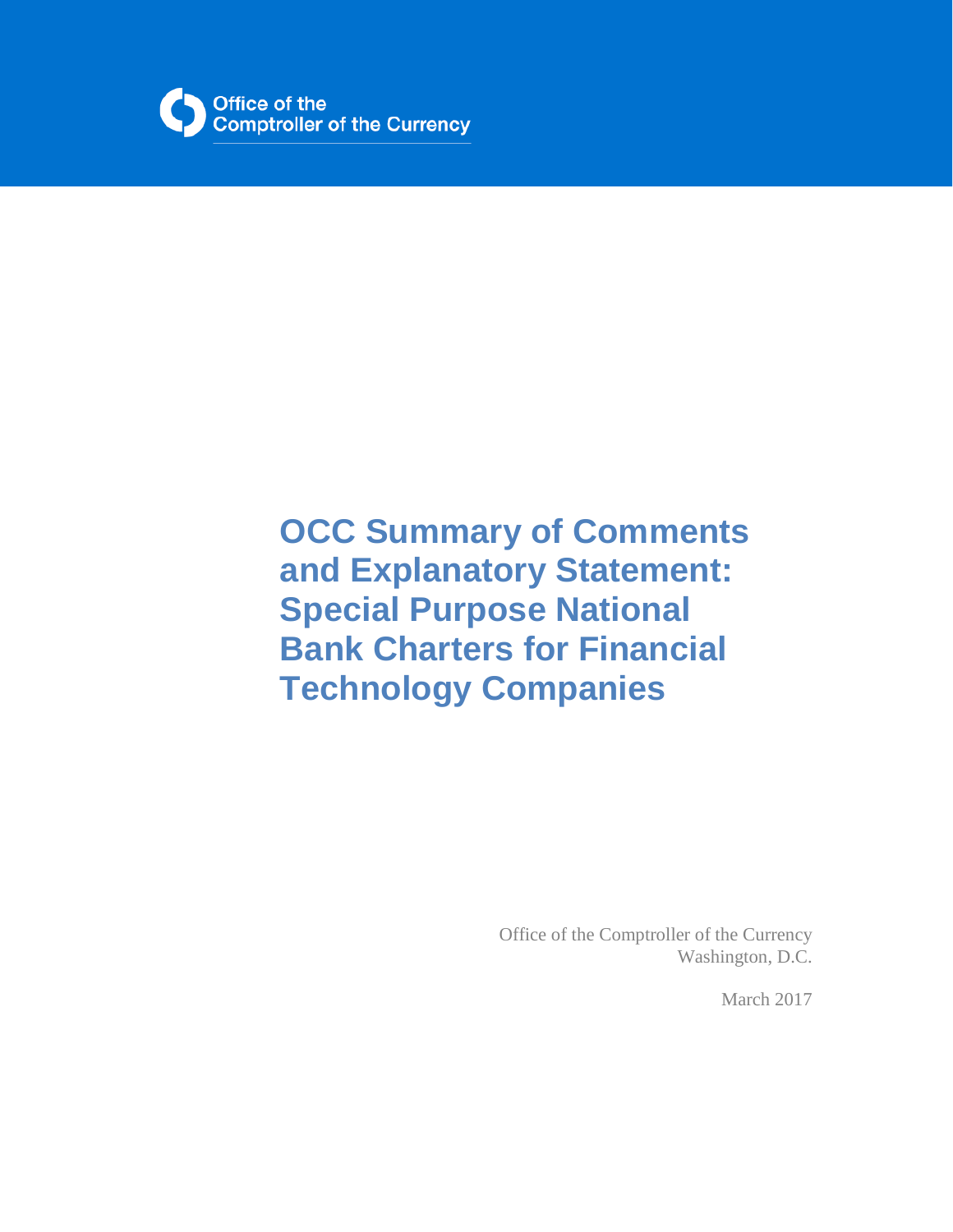Office of the
Comptroller of the Currency

# OCC Summary of Comments and Explanatory Statement: Special Purpose National Bank Charters for Financial Technology Companies

Office of the Comptroller of the Currency
Washington, D.C.

March 2017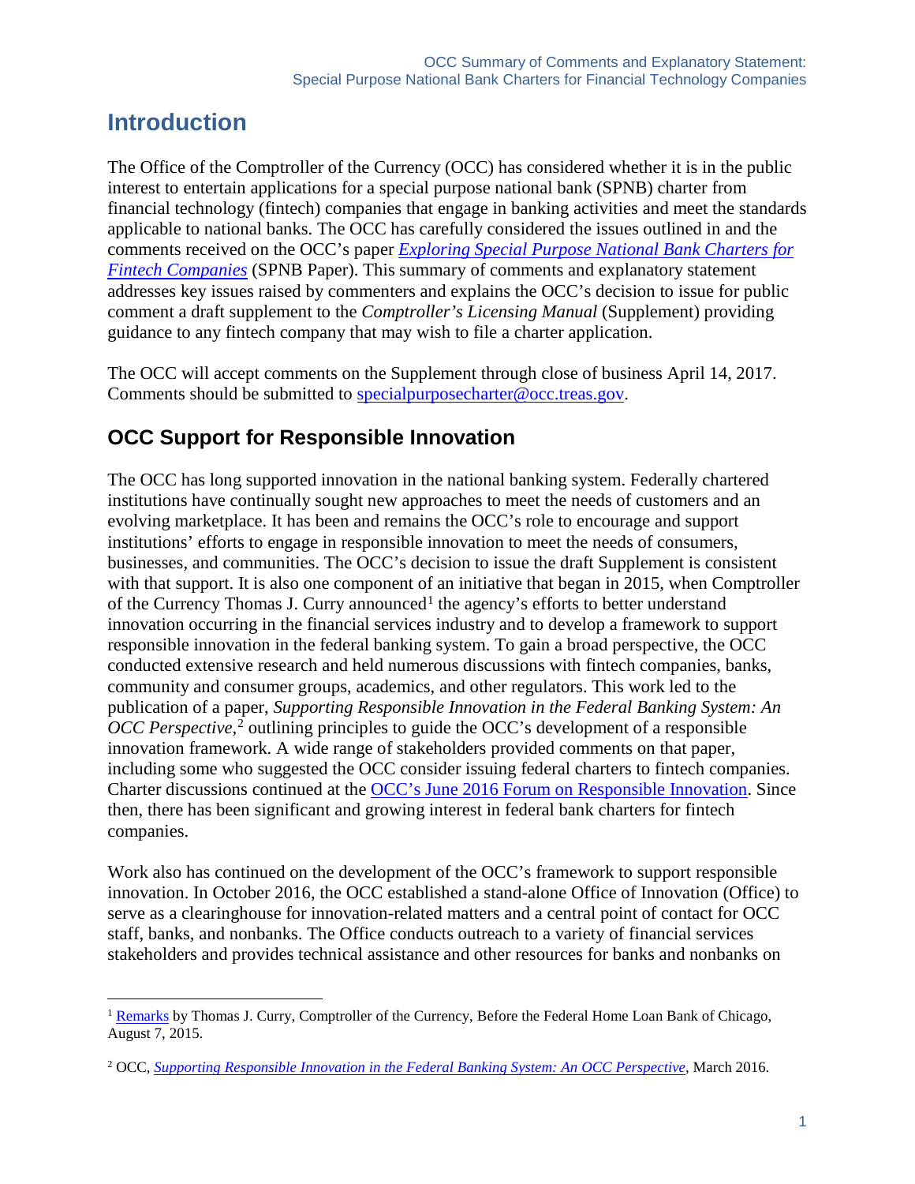# Introduction

The Office of the Comptroller of the Currency (OCC) has considered whether it is in the public interest to entertain applications for a special purpose national bank (SPNB) charter from financial technology (fintech) companies that engage in banking activities and meet the standards applicable to national banks. The OCC has carefully considered the issues outlined in and the comments received on the OCC's paper *Exploring Special Purpose National Bank Charters for Fintech Companies* (SPNB Paper). This summary of comments and explanatory statement addresses key issues raised by commenters and explains the OCC's decision to issue for public comment a draft supplement to the *Comptroller's Licensing Manual* (Supplement) providing guidance to any fintech company that may wish to file a charter application.

The OCC will accept comments on the Supplement through close of business April 14, 2017. Comments should be submitted to specialpurposecharter@occ.treas.gov.

## OCC Support for Responsible Innovation

The OCC has long supported innovation in the national banking system. Federally chartered institutions have continually sought new approaches to meet the needs of customers and an evolving marketplace. It has been and remains the OCC's role to encourage and support institutions' efforts to engage in responsible innovation to meet the needs of consumers, businesses, and communities. The OCC's decision to issue the draft Supplement is consistent with that support. It is also one component of an initiative that began in 2015, when Comptroller of the Currency Thomas J. Curry announced[1] the agency's efforts to better understand innovation occurring in the financial services industry and to develop a framework to support responsible innovation in the federal banking system. To gain a broad perspective, the OCC conducted extensive research and held numerous discussions with fintech companies, banks, community and consumer groups, academics, and other regulators. This work led to the publication of a paper, *Supporting Responsible Innovation in the Federal Banking System: An OCC Perspective*,[2] outlining principles to guide the OCC's development of a responsible innovation framework. A wide range of stakeholders provided comments on that paper, including some who suggested the OCC consider issuing federal charters to fintech companies. Charter discussions continued at the OCC's June 2016 Forum on Responsible Innovation. Since then, there has been significant and growing interest in federal bank charters for fintech companies.

Work also has continued on the development of the OCC's framework to support responsible innovation. In October 2016, the OCC established a stand-alone Office of Innovation (Office) to serve as a clearinghouse for innovation-related matters and a central point of contact for OCC staff, banks, and nonbanks. The Office conducts outreach to a variety of financial services stakeholders and provides technical assistance and other resources for banks and nonbanks on

[1] Remarks by Thomas J. Curry, Comptroller of the Currency, Before the Federal Home Loan Bank of Chicago, August 7, 2015.

[2] OCC, *Supporting Responsible Innovation in the Federal Banking System: An OCC Perspective*, March 2016.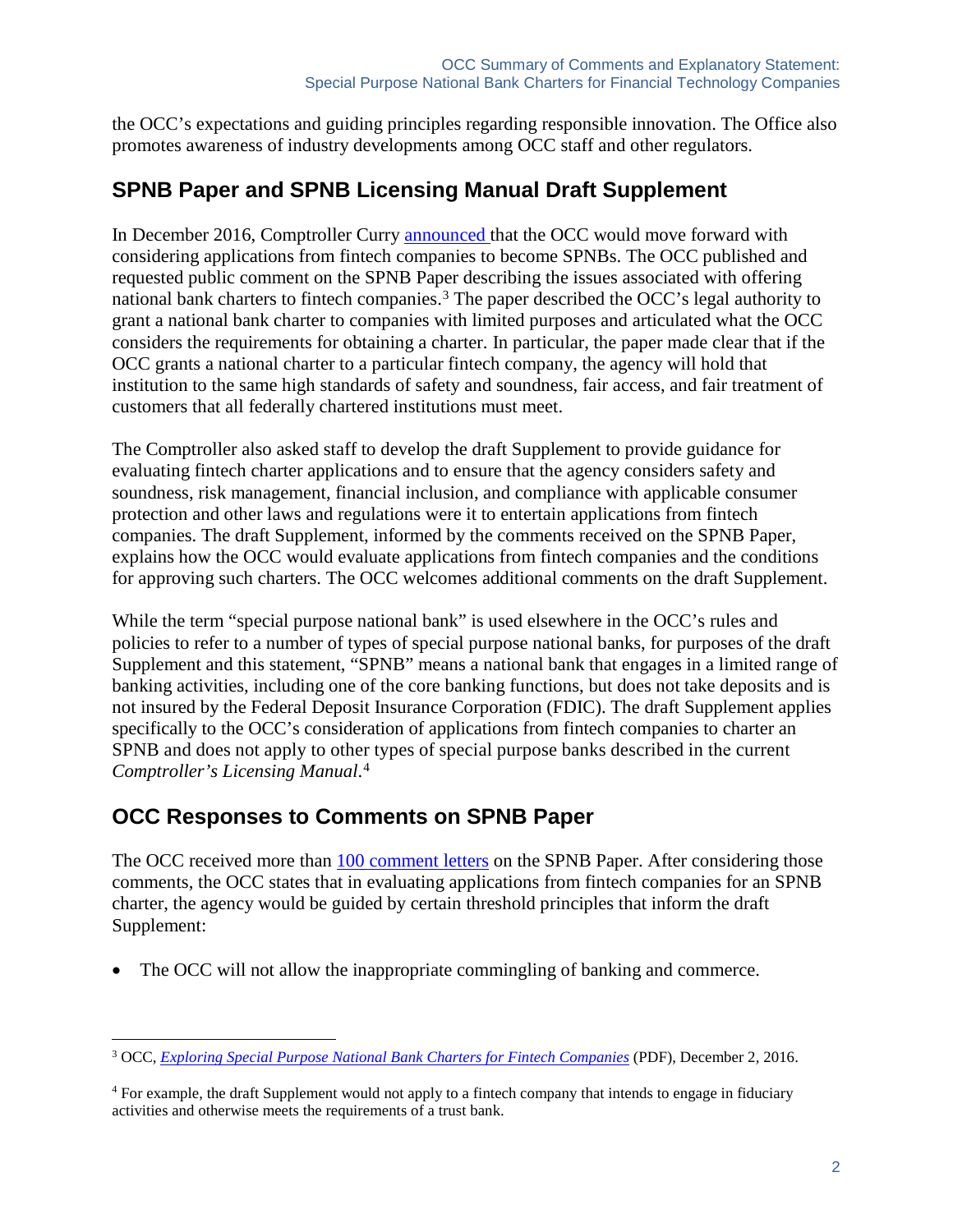the OCC's expectations and guiding principles regarding responsible innovation. The Office also promotes awareness of industry developments among OCC staff and other regulators.

## SPNB Paper and SPNB Licensing Manual Draft Supplement

In December 2016, Comptroller Curry announced that the OCC would move forward with considering applications from fintech companies to become SPNBs. The OCC published and requested public comment on the SPNB Paper describing the issues associated with offering national bank charters to fintech companies.[3] The paper described the OCC's legal authority to grant a national bank charter to companies with limited purposes and articulated what the OCC considers the requirements for obtaining a charter. In particular, the paper made clear that if the OCC grants a national charter to a particular fintech company, the agency will hold that institution to the same high standards of safety and soundness, fair access, and fair treatment of customers that all federally chartered institutions must meet.

The Comptroller also asked staff to develop the draft Supplement to provide guidance for evaluating fintech charter applications and to ensure that the agency considers safety and soundness, risk management, financial inclusion, and compliance with applicable consumer protection and other laws and regulations were it to entertain applications from fintech companies. The draft Supplement, informed by the comments received on the SPNB Paper, explains how the OCC would evaluate applications from fintech companies and the conditions for approving such charters. The OCC welcomes additional comments on the draft Supplement.

While the term "special purpose national bank" is used elsewhere in the OCC's rules and policies to refer to a number of types of special purpose national banks, for purposes of the draft Supplement and this statement, "SPNB" means a national bank that engages in a limited range of banking activities, including one of the core banking functions, but does not take deposits and is not insured by the Federal Deposit Insurance Corporation (FDIC). The draft Supplement applies specifically to the OCC's consideration of applications from fintech companies to charter an SPNB and does not apply to other types of special purpose banks described in the current *Comptroller's Licensing Manual*.[4]

## OCC Responses to Comments on SPNB Paper

The OCC received more than 100 comment letters on the SPNB Paper. After considering those comments, the OCC states that in evaluating applications from fintech companies for an SPNB charter, the agency would be guided by certain threshold principles that inform the draft Supplement:

- The OCC will not allow the inappropriate commingling of banking and commerce.

---

[3] OCC, *Exploring Special Purpose National Bank Charters for Fintech Companies* (PDF), December 2, 2016.

[4] For example, the draft Supplement would not apply to a fintech company that intends to engage in fiduciary activities and otherwise meets the requirements of a trust bank.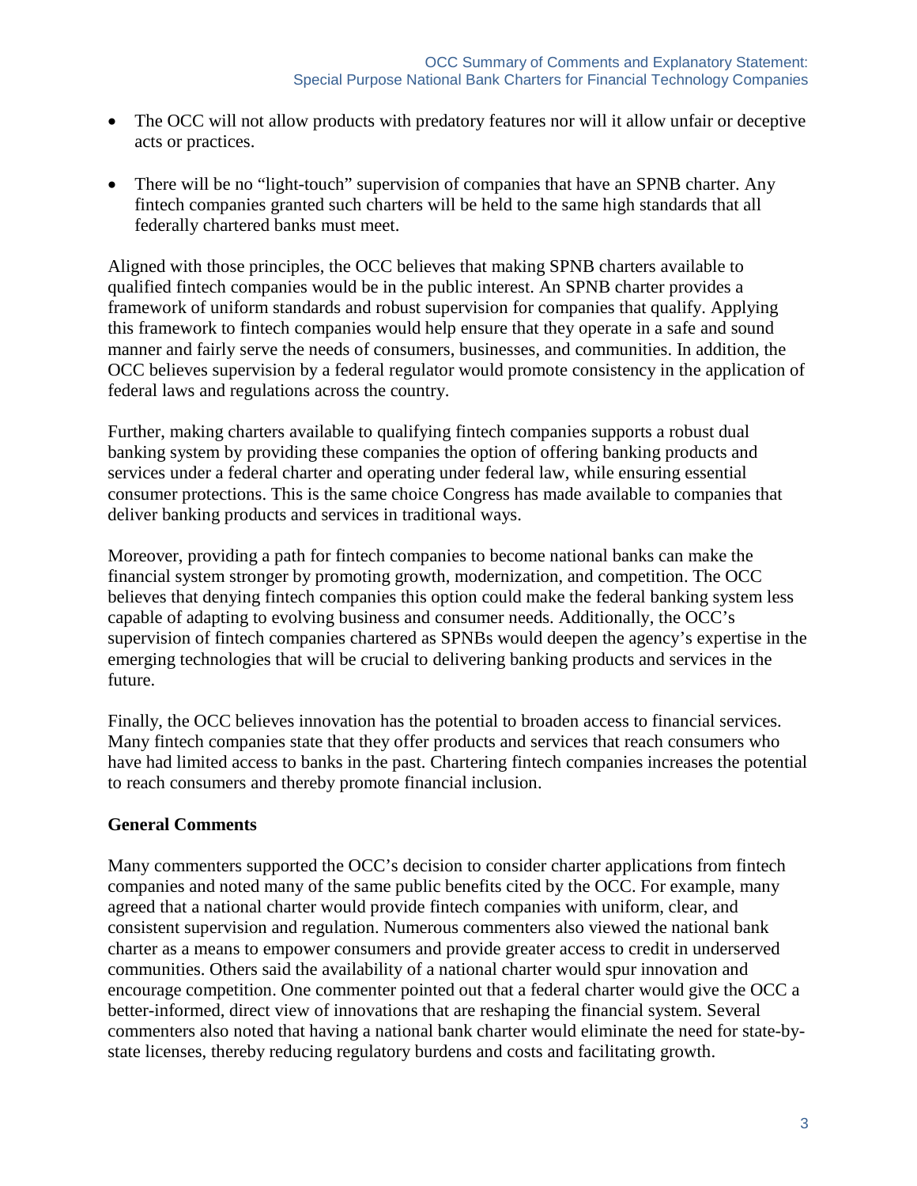- The OCC will not allow products with predatory features nor will it allow unfair or deceptive acts or practices.
- There will be no "light-touch" supervision of companies that have an SPNB charter. Any fintech companies granted such charters will be held to the same high standards that all federally chartered banks must meet.

Aligned with those principles, the OCC believes that making SPNB charters available to qualified fintech companies would be in the public interest. An SPNB charter provides a framework of uniform standards and robust supervision for companies that qualify. Applying this framework to fintech companies would help ensure that they operate in a safe and sound manner and fairly serve the needs of consumers, businesses, and communities. In addition, the OCC believes supervision by a federal regulator would promote consistency in the application of federal laws and regulations across the country.

Further, making charters available to qualifying fintech companies supports a robust dual banking system by providing these companies the option of offering banking products and services under a federal charter and operating under federal law, while ensuring essential consumer protections. This is the same choice Congress has made available to companies that deliver banking products and services in traditional ways.

Moreover, providing a path for fintech companies to become national banks can make the financial system stronger by promoting growth, modernization, and competition. The OCC believes that denying fintech companies this option could make the federal banking system less capable of adapting to evolving business and consumer needs. Additionally, the OCC's supervision of fintech companies chartered as SPNBs would deepen the agency's expertise in the emerging technologies that will be crucial to delivering banking products and services in the future.

Finally, the OCC believes innovation has the potential to broaden access to financial services. Many fintech companies state that they offer products and services that reach consumers who have had limited access to banks in the past. Chartering fintech companies increases the potential to reach consumers and thereby promote financial inclusion.

**General Comments**

Many commenters supported the OCC's decision to consider charter applications from fintech companies and noted many of the same public benefits cited by the OCC. For example, many agreed that a national charter would provide fintech companies with uniform, clear, and consistent supervision and regulation. Numerous commenters also viewed the national bank charter as a means to empower consumers and provide greater access to credit in underserved communities. Others said the availability of a national charter would spur innovation and encourage competition. One commenter pointed out that a federal charter would give the OCC a better-informed, direct view of innovations that are reshaping the financial system. Several commenters also noted that having a national bank charter would eliminate the need for state-by-state licenses, thereby reducing regulatory burdens and costs and facilitating growth.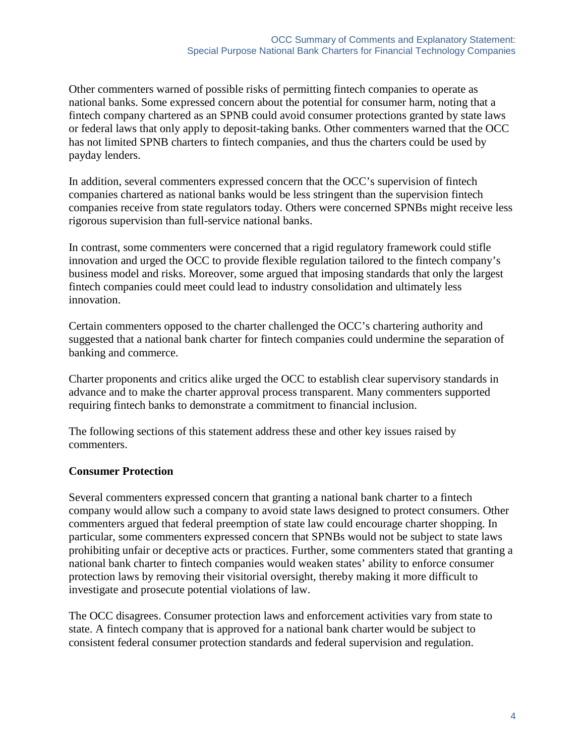Other commenters warned of possible risks of permitting fintech companies to operate as national banks. Some expressed concern about the potential for consumer harm, noting that a fintech company chartered as an SPNB could avoid consumer protections granted by state laws or federal laws that only apply to deposit-taking banks. Other commenters warned that the OCC has not limited SPNB charters to fintech companies, and thus the charters could be used by payday lenders.

In addition, several commenters expressed concern that the OCC's supervision of fintech companies chartered as national banks would be less stringent than the supervision fintech companies receive from state regulators today. Others were concerned SPNBs might receive less rigorous supervision than full-service national banks.

In contrast, some commenters were concerned that a rigid regulatory framework could stifle innovation and urged the OCC to provide flexible regulation tailored to the fintech company's business model and risks. Moreover, some argued that imposing standards that only the largest fintech companies could meet could lead to industry consolidation and ultimately less innovation.

Certain commenters opposed to the charter challenged the OCC's chartering authority and suggested that a national bank charter for fintech companies could undermine the separation of banking and commerce.

Charter proponents and critics alike urged the OCC to establish clear supervisory standards in advance and to make the charter approval process transparent. Many commenters supported requiring fintech banks to demonstrate a commitment to financial inclusion.

The following sections of this statement address these and other key issues raised by commenters.

## Consumer Protection

Several commenters expressed concern that granting a national bank charter to a fintech company would allow such a company to avoid state laws designed to protect consumers. Other commenters argued that federal preemption of state law could encourage charter shopping. In particular, some commenters expressed concern that SPNBs would not be subject to state laws prohibiting unfair or deceptive acts or practices. Further, some commenters stated that granting a national bank charter to fintech companies would weaken states' ability to enforce consumer protection laws by removing their visitorial oversight, thereby making it more difficult to investigate and prosecute potential violations of law.

The OCC disagrees. Consumer protection laws and enforcement activities vary from state to state. A fintech company that is approved for a national bank charter would be subject to consistent federal consumer protection standards and federal supervision and regulation.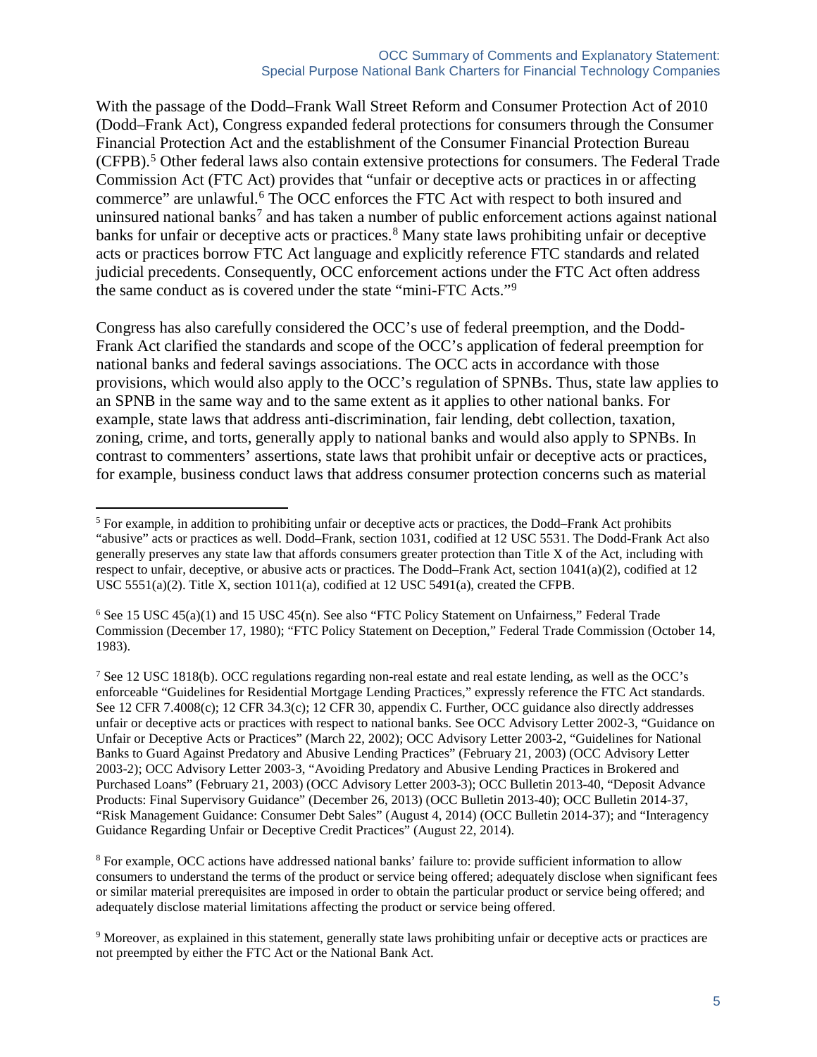With the passage of the Dodd–Frank Wall Street Reform and Consumer Protection Act of 2010 (Dodd–Frank Act), Congress expanded federal protections for consumers through the Consumer Financial Protection Act and the establishment of the Consumer Financial Protection Bureau (CFPB).[5] Other federal laws also contain extensive protections for consumers. The Federal Trade Commission Act (FTC Act) provides that "unfair or deceptive acts or practices in or affecting commerce" are unlawful.[6] The OCC enforces the FTC Act with respect to both insured and uninsured national banks[7] and has taken a number of public enforcement actions against national banks for unfair or deceptive acts or practices.[8] Many state laws prohibiting unfair or deceptive acts or practices borrow FTC Act language and explicitly reference FTC standards and related judicial precedents. Consequently, OCC enforcement actions under the FTC Act often address the same conduct as is covered under the state "mini-FTC Acts."[9]

Congress has also carefully considered the OCC's use of federal preemption, and the Dodd-Frank Act clarified the standards and scope of the OCC's application of federal preemption for national banks and federal savings associations. The OCC acts in accordance with those provisions, which would also apply to the OCC's regulation of SPNBs. Thus, state law applies to an SPNB in the same way and to the same extent as it applies to other national banks. For example, state laws that address anti-discrimination, fair lending, debt collection, taxation, zoning, crime, and torts, generally apply to national banks and would also apply to SPNBs. In contrast to commenters' assertions, state laws that prohibit unfair or deceptive acts or practices, for example, business conduct laws that address consumer protection concerns such as material

---

[5] For example, in addition to prohibiting unfair or deceptive acts or practices, the Dodd–Frank Act prohibits "abusive" acts or practices as well. Dodd–Frank, section 1031, codified at 12 USC 5531. The Dodd-Frank Act also generally preserves any state law that affords consumers greater protection than Title X of the Act, including with respect to unfair, deceptive, or abusive acts or practices. The Dodd–Frank Act, section 1041(a)(2), codified at 12 USC 5551(a)(2). Title X, section 1011(a), codified at 12 USC 5491(a), created the CFPB.

[6] See 15 USC 45(a)(1) and 15 USC 45(n). See also "FTC Policy Statement on Unfairness," Federal Trade Commission (December 17, 1980); "FTC Policy Statement on Deception," Federal Trade Commission (October 14, 1983).

[7] See 12 USC 1818(b). OCC regulations regarding non-real estate and real estate lending, as well as the OCC's enforceable "Guidelines for Residential Mortgage Lending Practices," expressly reference the FTC Act standards. See 12 CFR 7.4008(c); 12 CFR 34.3(c); 12 CFR 30, appendix C. Further, OCC guidance also directly addresses unfair or deceptive acts or practices with respect to national banks. See OCC Advisory Letter 2002-3, "Guidance on Unfair or Deceptive Acts or Practices" (March 22, 2002); OCC Advisory Letter 2003-2, "Guidelines for National Banks to Guard Against Predatory and Abusive Lending Practices" (February 21, 2003) (OCC Advisory Letter 2003-2); OCC Advisory Letter 2003-3, "Avoiding Predatory and Abusive Lending Practices in Brokered and Purchased Loans" (February 21, 2003) (OCC Advisory Letter 2003-3); OCC Bulletin 2013-40, "Deposit Advance Products: Final Supervisory Guidance" (December 26, 2013) (OCC Bulletin 2013-40); OCC Bulletin 2014-37, "Risk Management Guidance: Consumer Debt Sales" (August 4, 2014) (OCC Bulletin 2014-37); and "Interagency Guidance Regarding Unfair or Deceptive Credit Practices" (August 22, 2014).

[8] For example, OCC actions have addressed national banks' failure to: provide sufficient information to allow consumers to understand the terms of the product or service being offered; adequately disclose when significant fees or similar material prerequisites are imposed in order to obtain the particular product or service being offered; and adequately disclose material limitations affecting the product or service being offered.

[9] Moreover, as explained in this statement, generally state laws prohibiting unfair or deceptive acts or practices are not preempted by either the FTC Act or the National Bank Act.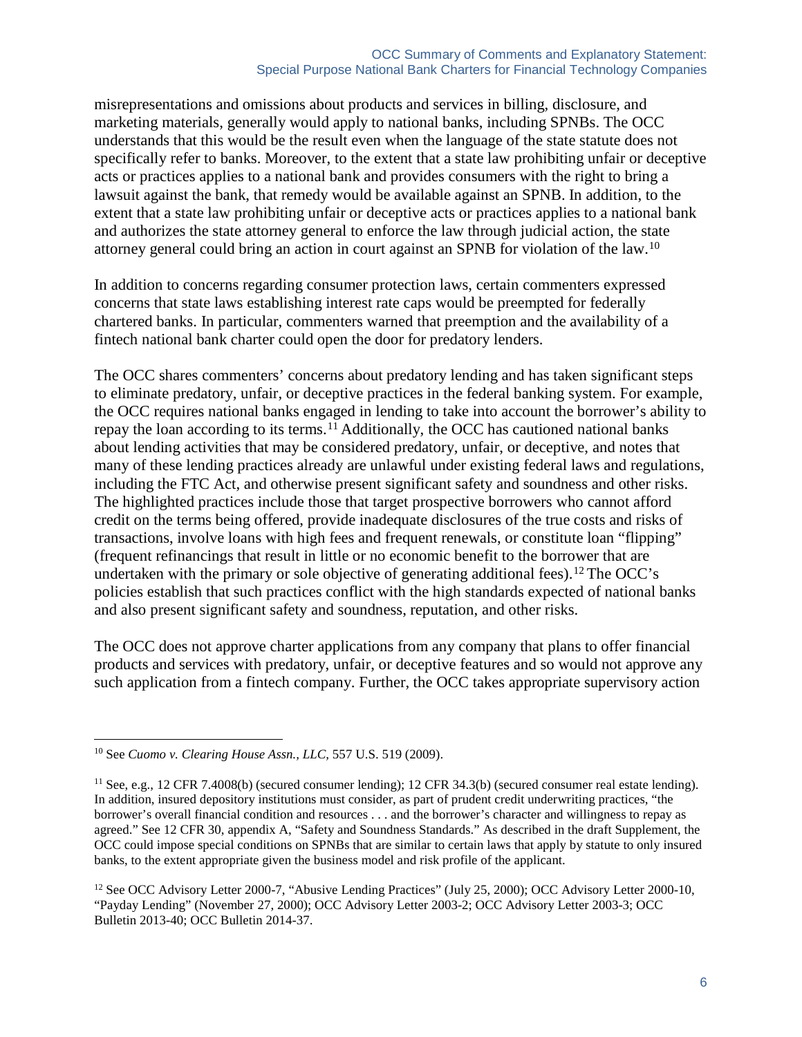misrepresentations and omissions about products and services in billing, disclosure, and marketing materials, generally would apply to national banks, including SPNBs. The OCC understands that this would be the result even when the language of the state statute does not specifically refer to banks. Moreover, to the extent that a state law prohibiting unfair or deceptive acts or practices applies to a national bank and provides consumers with the right to bring a lawsuit against the bank, that remedy would be available against an SPNB. In addition, to the extent that a state law prohibiting unfair or deceptive acts or practices applies to a national bank and authorizes the state attorney general to enforce the law through judicial action, the state attorney general could bring an action in court against an SPNB for violation of the law.[10]

In addition to concerns regarding consumer protection laws, certain commenters expressed concerns that state laws establishing interest rate caps would be preempted for federally chartered banks. In particular, commenters warned that preemption and the availability of a fintech national bank charter could open the door for predatory lenders.

The OCC shares commenters' concerns about predatory lending and has taken significant steps to eliminate predatory, unfair, or deceptive practices in the federal banking system. For example, the OCC requires national banks engaged in lending to take into account the borrower's ability to repay the loan according to its terms.[11] Additionally, the OCC has cautioned national banks about lending activities that may be considered predatory, unfair, or deceptive, and notes that many of these lending practices already are unlawful under existing federal laws and regulations, including the FTC Act, and otherwise present significant safety and soundness and other risks. The highlighted practices include those that target prospective borrowers who cannot afford credit on the terms being offered, provide inadequate disclosures of the true costs and risks of transactions, involve loans with high fees and frequent renewals, or constitute loan "flipping" (frequent refinancings that result in little or no economic benefit to the borrower that are undertaken with the primary or sole objective of generating additional fees).[12] The OCC's policies establish that such practices conflict with the high standards expected of national banks and also present significant safety and soundness, reputation, and other risks.

The OCC does not approve charter applications from any company that plans to offer financial products and services with predatory, unfair, or deceptive features and so would not approve any such application from a fintech company. Further, the OCC takes appropriate supervisory action

---

[10] See *Cuomo v. Clearing House Assn., LLC,* 557 U.S. 519 (2009).

[11] See, e.g., 12 CFR 7.4008(b) (secured consumer lending); 12 CFR 34.3(b) (secured consumer real estate lending). In addition, insured depository institutions must consider, as part of prudent credit underwriting practices, "the borrower's overall financial condition and resources . . . and the borrower's character and willingness to repay as agreed." See 12 CFR 30, appendix A, "Safety and Soundness Standards." As described in the draft Supplement, the OCC could impose special conditions on SPNBs that are similar to certain laws that apply by statute to only insured banks, to the extent appropriate given the business model and risk profile of the applicant.

[12] See OCC Advisory Letter 2000-7, "Abusive Lending Practices" (July 25, 2000); OCC Advisory Letter 2000-10, "Payday Lending" (November 27, 2000); OCC Advisory Letter 2003-2; OCC Advisory Letter 2003-3; OCC Bulletin 2013-40; OCC Bulletin 2014-37.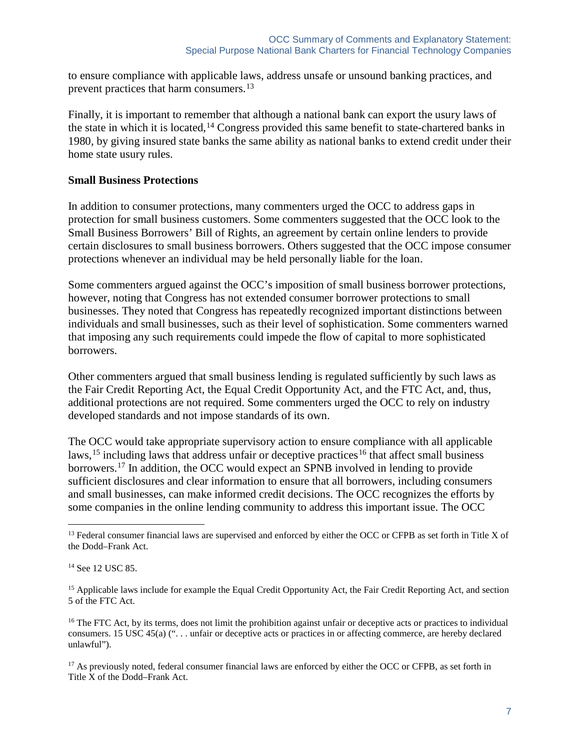to ensure compliance with applicable laws, address unsafe or unsound banking practices, and prevent practices that harm consumers.[13]

Finally, it is important to remember that although a national bank can export the usury laws of the state in which it is located,[14] Congress provided this same benefit to state-chartered banks in 1980, by giving insured state banks the same ability as national banks to extend credit under their home state usury rules.

**Small Business Protections**

In addition to consumer protections, many commenters urged the OCC to address gaps in protection for small business customers. Some commenters suggested that the OCC look to the Small Business Borrowers' Bill of Rights, an agreement by certain online lenders to provide certain disclosures to small business borrowers. Others suggested that the OCC impose consumer protections whenever an individual may be held personally liable for the loan.

Some commenters argued against the OCC's imposition of small business borrower protections, however, noting that Congress has not extended consumer borrower protections to small businesses. They noted that Congress has repeatedly recognized important distinctions between individuals and small businesses, such as their level of sophistication. Some commenters warned that imposing any such requirements could impede the flow of capital to more sophisticated borrowers.

Other commenters argued that small business lending is regulated sufficiently by such laws as the Fair Credit Reporting Act, the Equal Credit Opportunity Act, and the FTC Act, and, thus, additional protections are not required. Some commenters urged the OCC to rely on industry developed standards and not impose standards of its own.

The OCC would take appropriate supervisory action to ensure compliance with all applicable laws,[15] including laws that address unfair or deceptive practices[16] that affect small business borrowers.[17] In addition, the OCC would expect an SPNB involved in lending to provide sufficient disclosures and clear information to ensure that all borrowers, including consumers and small businesses, can make informed credit decisions. The OCC recognizes the efforts by some companies in the online lending community to address this important issue. The OCC

[13] Federal consumer financial laws are supervised and enforced by either the OCC or CFPB as set forth in Title X of the Dodd–Frank Act.

[14] See 12 USC 85.

[15] Applicable laws include for example the Equal Credit Opportunity Act, the Fair Credit Reporting Act, and section 5 of the FTC Act.

[16] The FTC Act, by its terms, does not limit the prohibition against unfair or deceptive acts or practices to individual consumers. 15 USC 45(a) (". . . unfair or deceptive acts or practices in or affecting commerce, are hereby declared unlawful").

[17] As previously noted, federal consumer financial laws are enforced by either the OCC or CFPB, as set forth in Title X of the Dodd–Frank Act.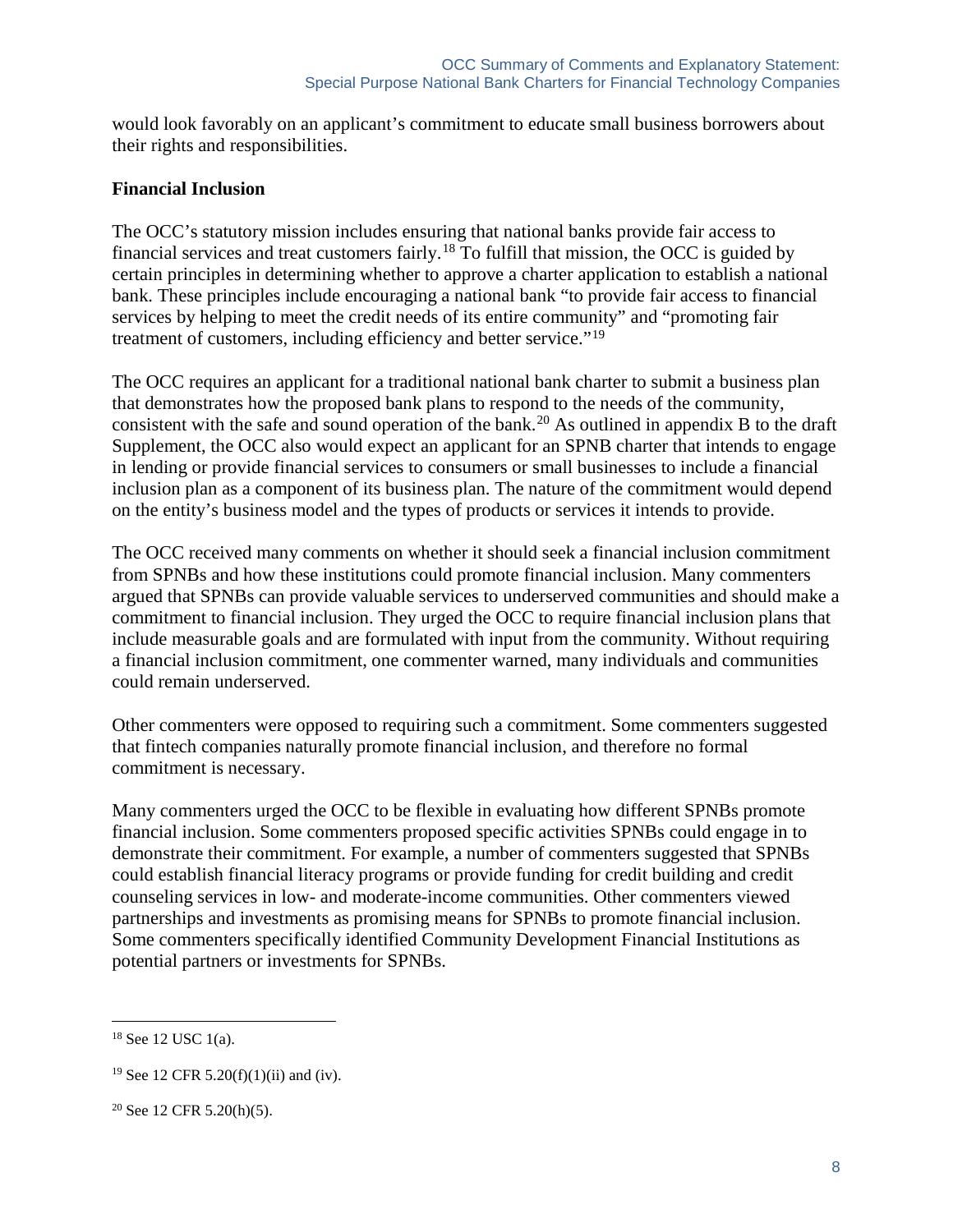would look favorably on an applicant's commitment to educate small business borrowers about their rights and responsibilities.

**Financial Inclusion**

The OCC's statutory mission includes ensuring that national banks provide fair access to financial services and treat customers fairly.[18] To fulfill that mission, the OCC is guided by certain principles in determining whether to approve a charter application to establish a national bank. These principles include encouraging a national bank "to provide fair access to financial services by helping to meet the credit needs of its entire community" and "promoting fair treatment of customers, including efficiency and better service."[19]

The OCC requires an applicant for a traditional national bank charter to submit a business plan that demonstrates how the proposed bank plans to respond to the needs of the community, consistent with the safe and sound operation of the bank.[20] As outlined in appendix B to the draft Supplement, the OCC also would expect an applicant for an SPNB charter that intends to engage in lending or provide financial services to consumers or small businesses to include a financial inclusion plan as a component of its business plan. The nature of the commitment would depend on the entity's business model and the types of products or services it intends to provide.

The OCC received many comments on whether it should seek a financial inclusion commitment from SPNBs and how these institutions could promote financial inclusion. Many commenters argued that SPNBs can provide valuable services to underserved communities and should make a commitment to financial inclusion. They urged the OCC to require financial inclusion plans that include measurable goals and are formulated with input from the community. Without requiring a financial inclusion commitment, one commenter warned, many individuals and communities could remain underserved.

Other commenters were opposed to requiring such a commitment. Some commenters suggested that fintech companies naturally promote financial inclusion, and therefore no formal commitment is necessary.

Many commenters urged the OCC to be flexible in evaluating how different SPNBs promote financial inclusion. Some commenters proposed specific activities SPNBs could engage in to demonstrate their commitment. For example, a number of commenters suggested that SPNBs could establish financial literacy programs or provide funding for credit building and credit counseling services in low- and moderate-income communities. Other commenters viewed partnerships and investments as promising means for SPNBs to promote financial inclusion. Some commenters specifically identified Community Development Financial Institutions as potential partners or investments for SPNBs.

---

[18] See 12 USC 1(a).

[19] See 12 CFR 5.20(f)(1)(ii) and (iv).

[20] See 12 CFR 5.20(h)(5).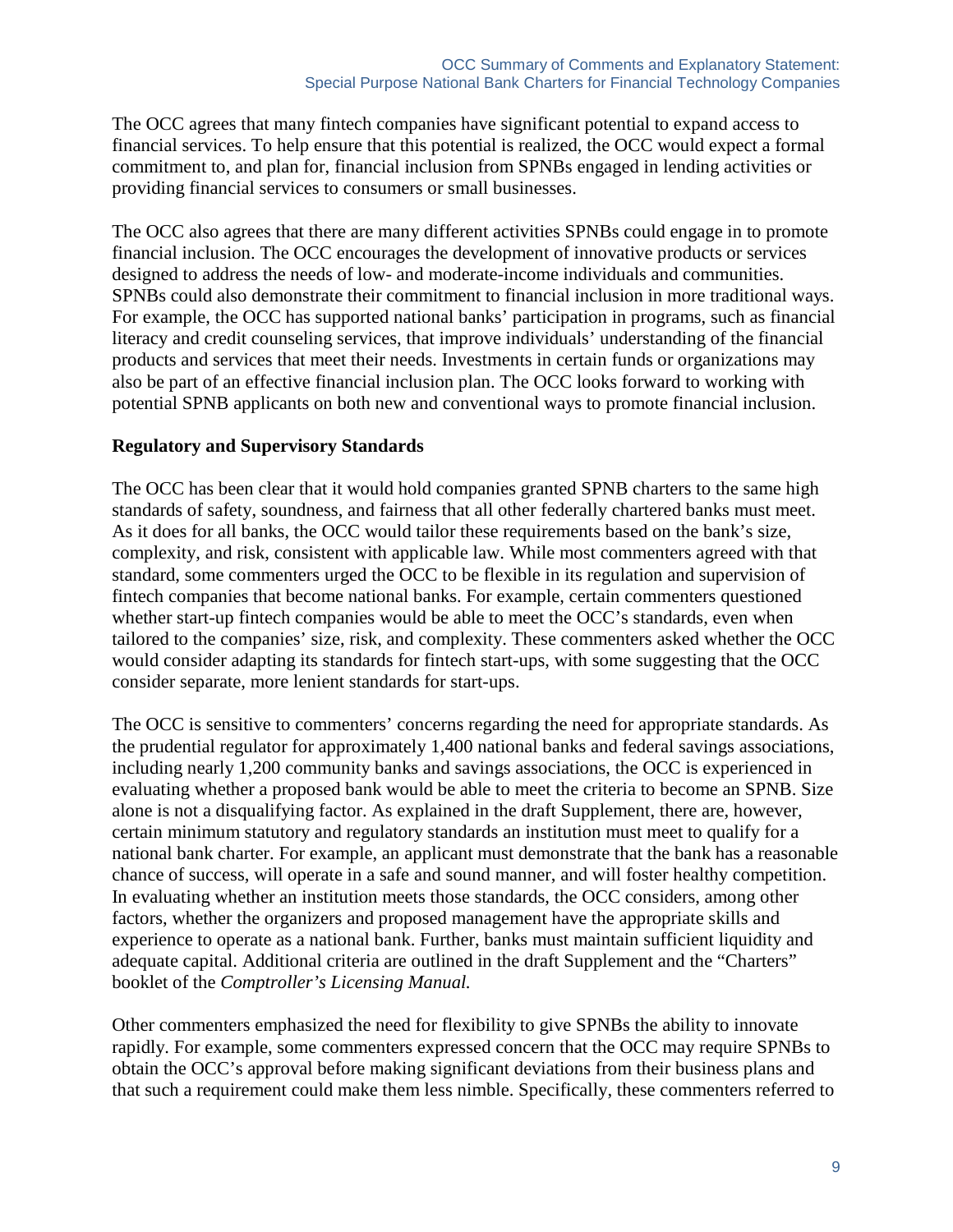The OCC agrees that many fintech companies have significant potential to expand access to financial services. To help ensure that this potential is realized, the OCC would expect a formal commitment to, and plan for, financial inclusion from SPNBs engaged in lending activities or providing financial services to consumers or small businesses.

The OCC also agrees that there are many different activities SPNBs could engage in to promote financial inclusion. The OCC encourages the development of innovative products or services designed to address the needs of low- and moderate-income individuals and communities. SPNBs could also demonstrate their commitment to financial inclusion in more traditional ways. For example, the OCC has supported national banks' participation in programs, such as financial literacy and credit counseling services, that improve individuals' understanding of the financial products and services that meet their needs. Investments in certain funds or organizations may also be part of an effective financial inclusion plan. The OCC looks forward to working with potential SPNB applicants on both new and conventional ways to promote financial inclusion.

**Regulatory and Supervisory Standards**

The OCC has been clear that it would hold companies granted SPNB charters to the same high standards of safety, soundness, and fairness that all other federally chartered banks must meet. As it does for all banks, the OCC would tailor these requirements based on the bank's size, complexity, and risk, consistent with applicable law. While most commenters agreed with that standard, some commenters urged the OCC to be flexible in its regulation and supervision of fintech companies that become national banks. For example, certain commenters questioned whether start-up fintech companies would be able to meet the OCC's standards, even when tailored to the companies' size, risk, and complexity. These commenters asked whether the OCC would consider adapting its standards for fintech start-ups, with some suggesting that the OCC consider separate, more lenient standards for start-ups.

The OCC is sensitive to commenters' concerns regarding the need for appropriate standards. As the prudential regulator for approximately 1,400 national banks and federal savings associations, including nearly 1,200 community banks and savings associations, the OCC is experienced in evaluating whether a proposed bank would be able to meet the criteria to become an SPNB. Size alone is not a disqualifying factor. As explained in the draft Supplement, there are, however, certain minimum statutory and regulatory standards an institution must meet to qualify for a national bank charter. For example, an applicant must demonstrate that the bank has a reasonable chance of success, will operate in a safe and sound manner, and will foster healthy competition. In evaluating whether an institution meets those standards, the OCC considers, among other factors, whether the organizers and proposed management have the appropriate skills and experience to operate as a national bank. Further, banks must maintain sufficient liquidity and adequate capital. Additional criteria are outlined in the draft Supplement and the "Charters" booklet of the *Comptroller's Licensing Manual.*

Other commenters emphasized the need for flexibility to give SPNBs the ability to innovate rapidly. For example, some commenters expressed concern that the OCC may require SPNBs to obtain the OCC's approval before making significant deviations from their business plans and that such a requirement could make them less nimble. Specifically, these commenters referred to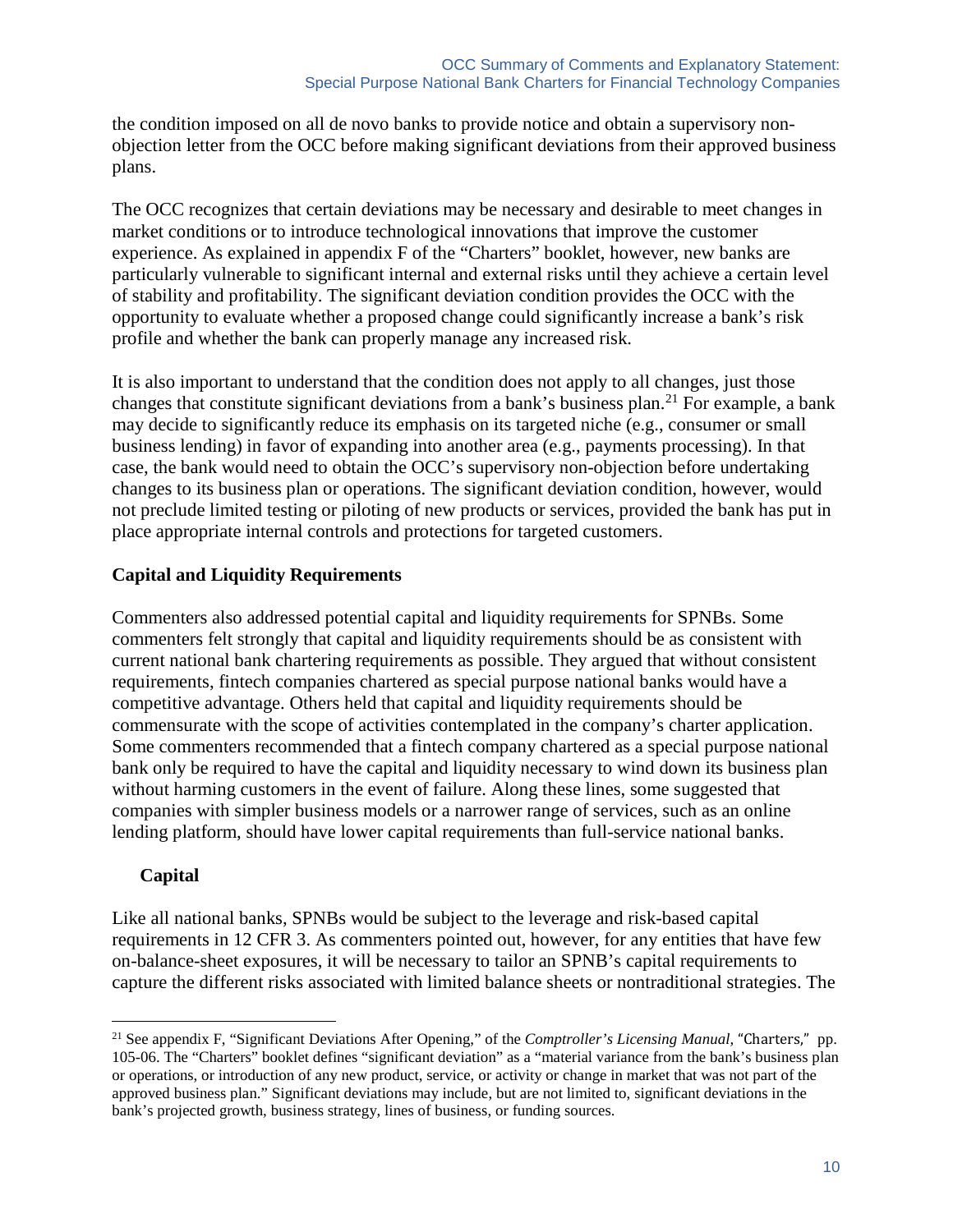the condition imposed on all de novo banks to provide notice and obtain a supervisory non-objection letter from the OCC before making significant deviations from their approved business plans.

The OCC recognizes that certain deviations may be necessary and desirable to meet changes in market conditions or to introduce technological innovations that improve the customer experience. As explained in appendix F of the "Charters" booklet, however, new banks are particularly vulnerable to significant internal and external risks until they achieve a certain level of stability and profitability. The significant deviation condition provides the OCC with the opportunity to evaluate whether a proposed change could significantly increase a bank's risk profile and whether the bank can properly manage any increased risk.

It is also important to understand that the condition does not apply to all changes, just those changes that constitute significant deviations from a bank's business plan.[21] For example, a bank may decide to significantly reduce its emphasis on its targeted niche (e.g., consumer or small business lending) in favor of expanding into another area (e.g., payments processing). In that case, the bank would need to obtain the OCC's supervisory non-objection before undertaking changes to its business plan or operations. The significant deviation condition, however, would not preclude limited testing or piloting of new products or services, provided the bank has put in place appropriate internal controls and protections for targeted customers.

## Capital and Liquidity Requirements

Commenters also addressed potential capital and liquidity requirements for SPNBs. Some commenters felt strongly that capital and liquidity requirements should be as consistent with current national bank chartering requirements as possible. They argued that without consistent requirements, fintech companies chartered as special purpose national banks would have a competitive advantage. Others held that capital and liquidity requirements should be commensurate with the scope of activities contemplated in the company's charter application. Some commenters recommended that a fintech company chartered as a special purpose national bank only be required to have the capital and liquidity necessary to wind down its business plan without harming customers in the event of failure. Along these lines, some suggested that companies with simpler business models or a narrower range of services, such as an online lending platform, should have lower capital requirements than full-service national banks.

### Capital

Like all national banks, SPNBs would be subject to the leverage and risk-based capital requirements in 12 CFR 3. As commenters pointed out, however, for any entities that have few on-balance-sheet exposures, it will be necessary to tailor an SPNB's capital requirements to capture the different risks associated with limited balance sheets or nontraditional strategies. The

---

[21] See appendix F, "Significant Deviations After Opening," of the *Comptroller's Licensing Manual*, "Charters," pp. 105-06. The "Charters" booklet defines "significant deviation" as a "material variance from the bank's business plan or operations, or introduction of any new product, service, or activity or change in market that was not part of the approved business plan." Significant deviations may include, but are not limited to, significant deviations in the bank's projected growth, business strategy, lines of business, or funding sources.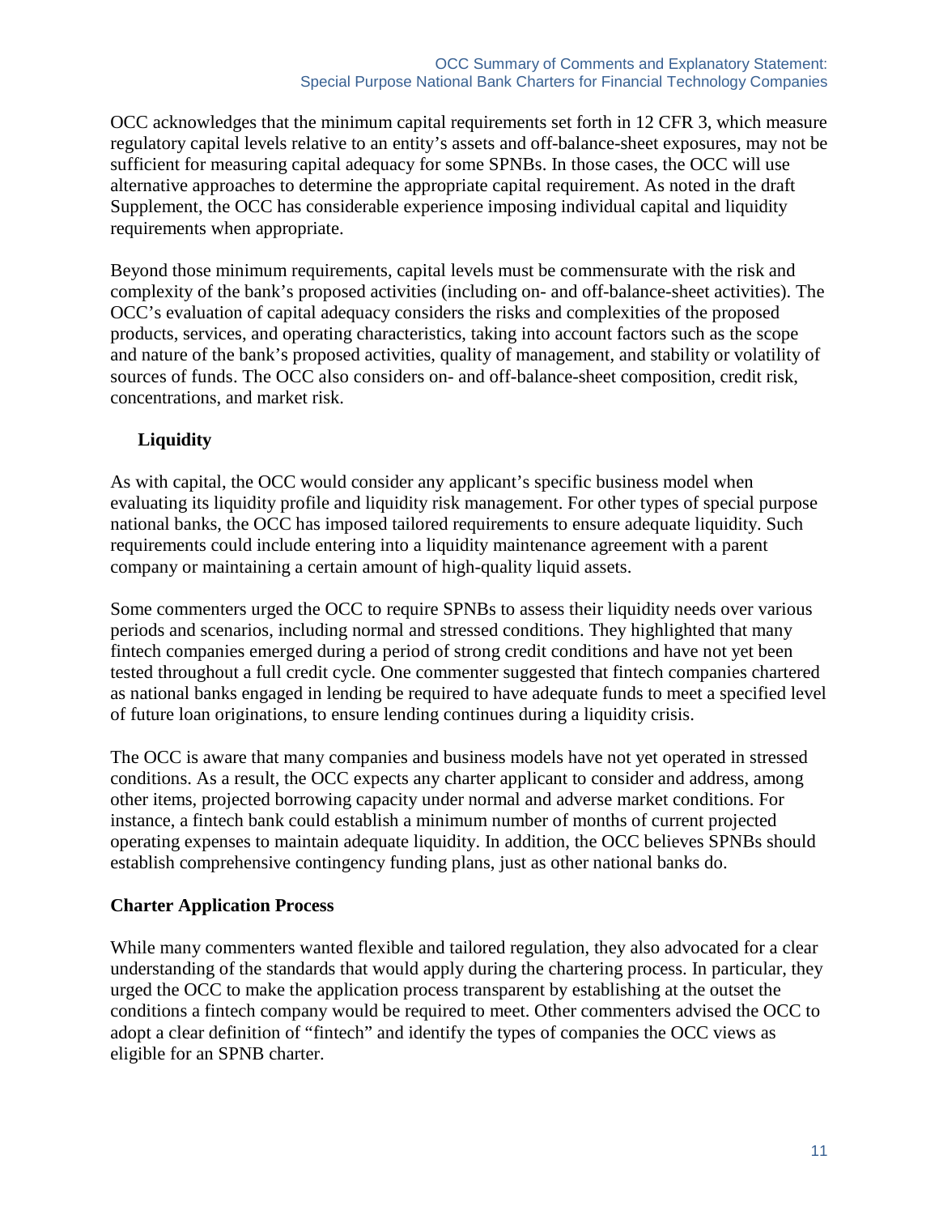OCC acknowledges that the minimum capital requirements set forth in 12 CFR 3, which measure regulatory capital levels relative to an entity's assets and off-balance-sheet exposures, may not be sufficient for measuring capital adequacy for some SPNBs. In those cases, the OCC will use alternative approaches to determine the appropriate capital requirement. As noted in the draft Supplement, the OCC has considerable experience imposing individual capital and liquidity requirements when appropriate.

Beyond those minimum requirements, capital levels must be commensurate with the risk and complexity of the bank's proposed activities (including on- and off-balance-sheet activities). The OCC's evaluation of capital adequacy considers the risks and complexities of the proposed products, services, and operating characteristics, taking into account factors such as the scope and nature of the bank's proposed activities, quality of management, and stability or volatility of sources of funds. The OCC also considers on- and off-balance-sheet composition, credit risk, concentrations, and market risk.

### Liquidity

As with capital, the OCC would consider any applicant's specific business model when evaluating its liquidity profile and liquidity risk management. For other types of special purpose national banks, the OCC has imposed tailored requirements to ensure adequate liquidity. Such requirements could include entering into a liquidity maintenance agreement with a parent company or maintaining a certain amount of high-quality liquid assets.

Some commenters urged the OCC to require SPNBs to assess their liquidity needs over various periods and scenarios, including normal and stressed conditions. They highlighted that many fintech companies emerged during a period of strong credit conditions and have not yet been tested throughout a full credit cycle. One commenter suggested that fintech companies chartered as national banks engaged in lending be required to have adequate funds to meet a specified level of future loan originations, to ensure lending continues during a liquidity crisis.

The OCC is aware that many companies and business models have not yet operated in stressed conditions. As a result, the OCC expects any charter applicant to consider and address, among other items, projected borrowing capacity under normal and adverse market conditions. For instance, a fintech bank could establish a minimum number of months of current projected operating expenses to maintain adequate liquidity. In addition, the OCC believes SPNBs should establish comprehensive contingency funding plans, just as other national banks do.

## Charter Application Process

While many commenters wanted flexible and tailored regulation, they also advocated for a clear understanding of the standards that would apply during the chartering process. In particular, they urged the OCC to make the application process transparent by establishing at the outset the conditions a fintech company would be required to meet. Other commenters advised the OCC to adopt a clear definition of "fintech" and identify the types of companies the OCC views as eligible for an SPNB charter.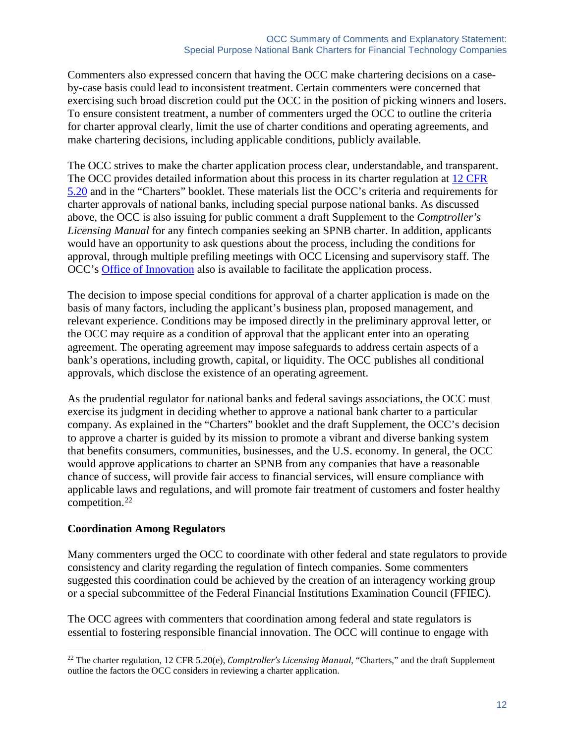Commenters also expressed concern that having the OCC make chartering decisions on a case-by-case basis could lead to inconsistent treatment. Certain commenters were concerned that exercising such broad discretion could put the OCC in the position of picking winners and losers. To ensure consistent treatment, a number of commenters urged the OCC to outline the criteria for charter approval clearly, limit the use of charter conditions and operating agreements, and make chartering decisions, including applicable conditions, publicly available.

The OCC strives to make the charter application process clear, understandable, and transparent. The OCC provides detailed information about this process in its charter regulation at 12 CFR 5.20 and in the "Charters" booklet. These materials list the OCC's criteria and requirements for charter approvals of national banks, including special purpose national banks. As discussed above, the OCC is also issuing for public comment a draft Supplement to the *Comptroller's Licensing Manual* for any fintech companies seeking an SPNB charter. In addition, applicants would have an opportunity to ask questions about the process, including the conditions for approval, through multiple prefiling meetings with OCC Licensing and supervisory staff. The OCC's Office of Innovation also is available to facilitate the application process.

The decision to impose special conditions for approval of a charter application is made on the basis of many factors, including the applicant's business plan, proposed management, and relevant experience. Conditions may be imposed directly in the preliminary approval letter, or the OCC may require as a condition of approval that the applicant enter into an operating agreement. The operating agreement may impose safeguards to address certain aspects of a bank's operations, including growth, capital, or liquidity. The OCC publishes all conditional approvals, which disclose the existence of an operating agreement.

As the prudential regulator for national banks and federal savings associations, the OCC must exercise its judgment in deciding whether to approve a national bank charter to a particular company. As explained in the "Charters" booklet and the draft Supplement, the OCC's decision to approve a charter is guided by its mission to promote a vibrant and diverse banking system that benefits consumers, communities, businesses, and the U.S. economy. In general, the OCC would approve applications to charter an SPNB from any companies that have a reasonable chance of success, will provide fair access to financial services, will ensure compliance with applicable laws and regulations, and will promote fair treatment of customers and foster healthy competition.[22]

**Coordination Among Regulators**

Many commenters urged the OCC to coordinate with other federal and state regulators to provide consistency and clarity regarding the regulation of fintech companies. Some commenters suggested this coordination could be achieved by the creation of an interagency working group or a special subcommittee of the Federal Financial Institutions Examination Council (FFIEC).

The OCC agrees with commenters that coordination among federal and state regulators is essential to fostering responsible financial innovation. The OCC will continue to engage with

---

[22] The charter regulation, 12 CFR 5.20(e), *Comptroller's Licensing Manual*, "Charters," and the draft Supplement outline the factors the OCC considers in reviewing a charter application.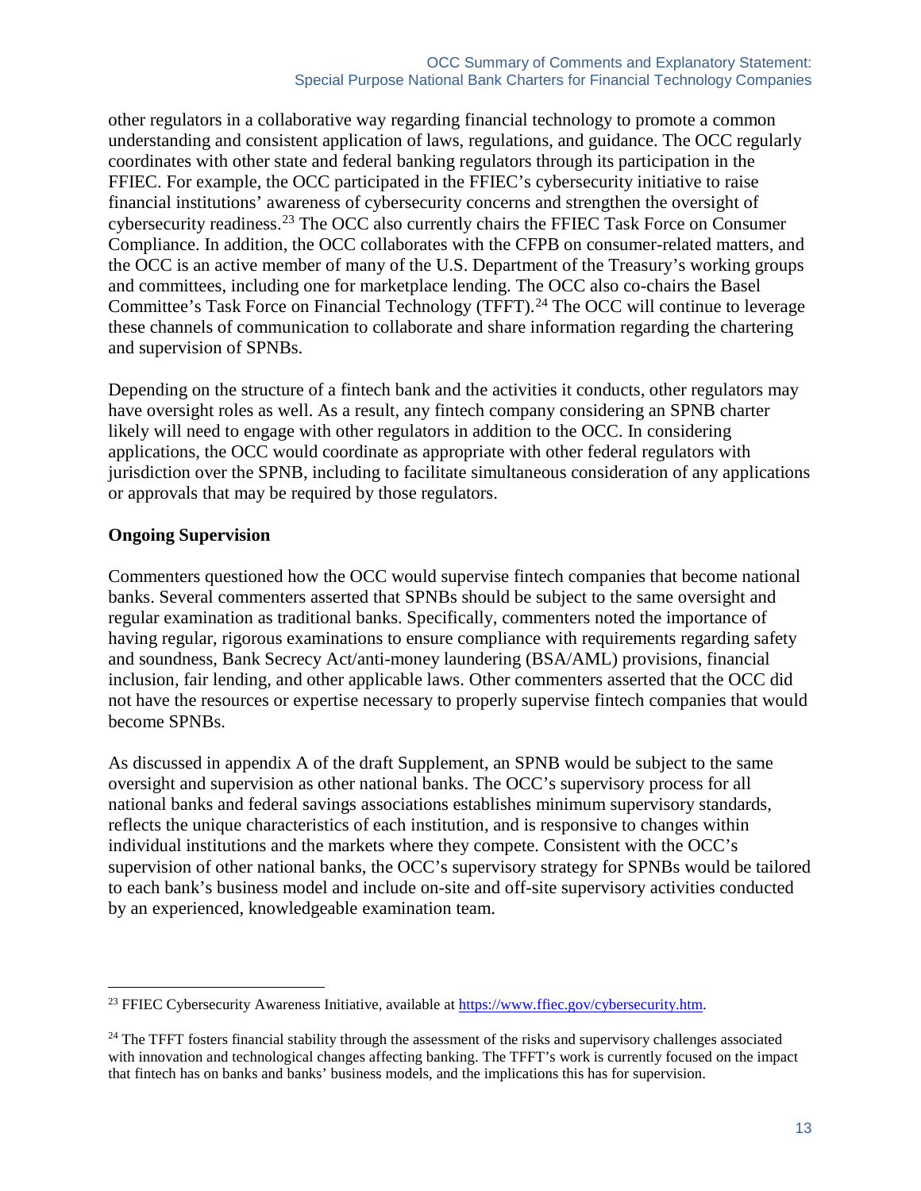other regulators in a collaborative way regarding financial technology to promote a common understanding and consistent application of laws, regulations, and guidance. The OCC regularly coordinates with other state and federal banking regulators through its participation in the FFIEC. For example, the OCC participated in the FFIEC's cybersecurity initiative to raise financial institutions' awareness of cybersecurity concerns and strengthen the oversight of cybersecurity readiness.[23] The OCC also currently chairs the FFIEC Task Force on Consumer Compliance. In addition, the OCC collaborates with the CFPB on consumer-related matters, and the OCC is an active member of many of the U.S. Department of the Treasury's working groups and committees, including one for marketplace lending. The OCC also co-chairs the Basel Committee's Task Force on Financial Technology (TFFT).[24] The OCC will continue to leverage these channels of communication to collaborate and share information regarding the chartering and supervision of SPNBs.

Depending on the structure of a fintech bank and the activities it conducts, other regulators may have oversight roles as well. As a result, any fintech company considering an SPNB charter likely will need to engage with other regulators in addition to the OCC. In considering applications, the OCC would coordinate as appropriate with other federal regulators with jurisdiction over the SPNB, including to facilitate simultaneous consideration of any applications or approvals that may be required by those regulators.

**Ongoing Supervision**

Commenters questioned how the OCC would supervise fintech companies that become national banks. Several commenters asserted that SPNBs should be subject to the same oversight and regular examination as traditional banks. Specifically, commenters noted the importance of having regular, rigorous examinations to ensure compliance with requirements regarding safety and soundness, Bank Secrecy Act/anti-money laundering (BSA/AML) provisions, financial inclusion, fair lending, and other applicable laws. Other commenters asserted that the OCC did not have the resources or expertise necessary to properly supervise fintech companies that would become SPNBs.

As discussed in appendix A of the draft Supplement, an SPNB would be subject to the same oversight and supervision as other national banks. The OCC's supervisory process for all national banks and federal savings associations establishes minimum supervisory standards, reflects the unique characteristics of each institution, and is responsive to changes within individual institutions and the markets where they compete. Consistent with the OCC's supervision of other national banks, the OCC's supervisory strategy for SPNBs would be tailored to each bank's business model and include on-site and off-site supervisory activities conducted by an experienced, knowledgeable examination team.

---

[23] FFIEC Cybersecurity Awareness Initiative, available at https://www.ffiec.gov/cybersecurity.htm.

[24] The TFFT fosters financial stability through the assessment of the risks and supervisory challenges associated with innovation and technological changes affecting banking. The TFFT's work is currently focused on the impact that fintech has on banks and banks' business models, and the implications this has for supervision.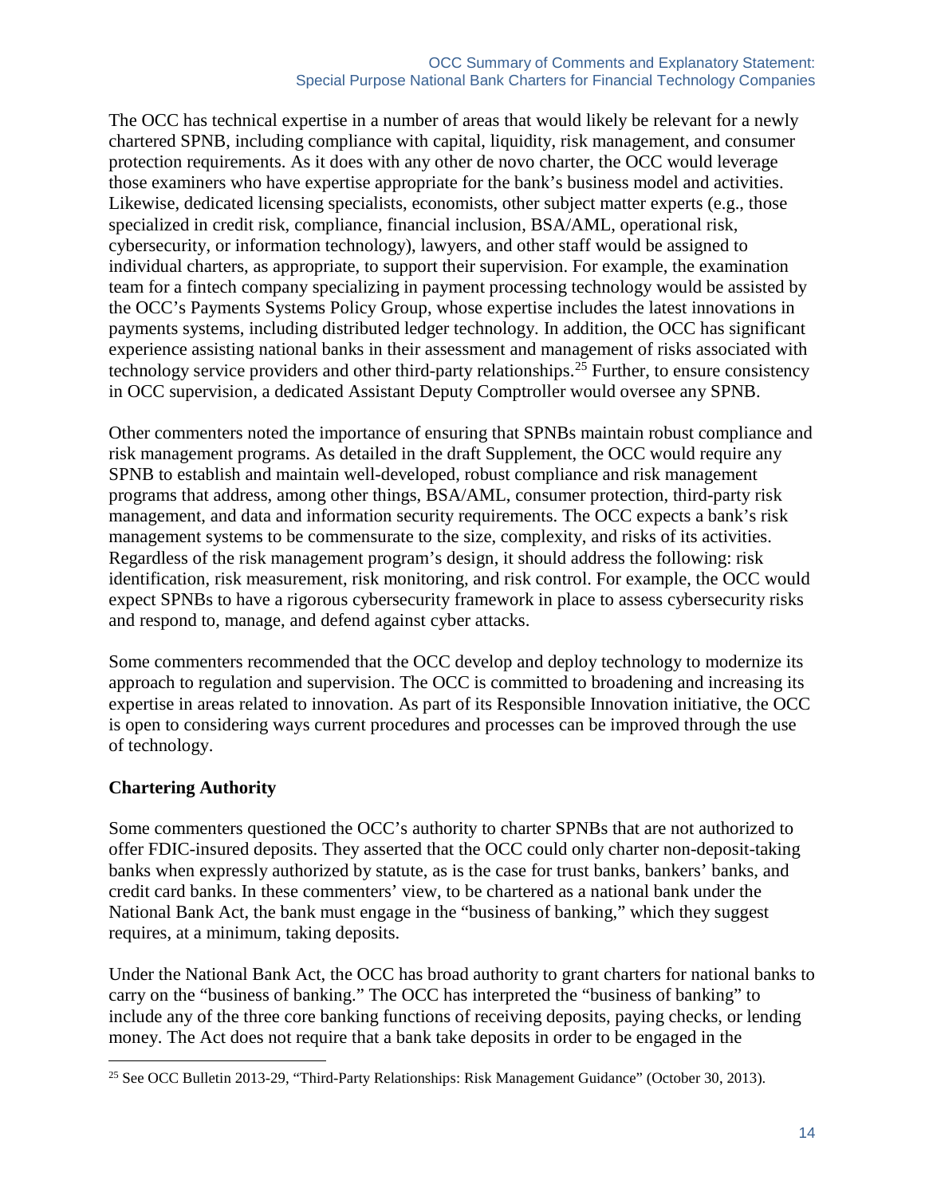The OCC has technical expertise in a number of areas that would likely be relevant for a newly chartered SPNB, including compliance with capital, liquidity, risk management, and consumer protection requirements. As it does with any other de novo charter, the OCC would leverage those examiners who have expertise appropriate for the bank's business model and activities. Likewise, dedicated licensing specialists, economists, other subject matter experts (e.g., those specialized in credit risk, compliance, financial inclusion, BSA/AML, operational risk, cybersecurity, or information technology), lawyers, and other staff would be assigned to individual charters, as appropriate, to support their supervision. For example, the examination team for a fintech company specializing in payment processing technology would be assisted by the OCC's Payments Systems Policy Group, whose expertise includes the latest innovations in payments systems, including distributed ledger technology. In addition, the OCC has significant experience assisting national banks in their assessment and management of risks associated with technology service providers and other third-party relationships.[25] Further, to ensure consistency in OCC supervision, a dedicated Assistant Deputy Comptroller would oversee any SPNB.

Other commenters noted the importance of ensuring that SPNBs maintain robust compliance and risk management programs. As detailed in the draft Supplement, the OCC would require any SPNB to establish and maintain well-developed, robust compliance and risk management programs that address, among other things, BSA/AML, consumer protection, third-party risk management, and data and information security requirements. The OCC expects a bank's risk management systems to be commensurate to the size, complexity, and risks of its activities. Regardless of the risk management program's design, it should address the following: risk identification, risk measurement, risk monitoring, and risk control. For example, the OCC would expect SPNBs to have a rigorous cybersecurity framework in place to assess cybersecurity risks and respond to, manage, and defend against cyber attacks.

Some commenters recommended that the OCC develop and deploy technology to modernize its approach to regulation and supervision. The OCC is committed to broadening and increasing its expertise in areas related to innovation. As part of its Responsible Innovation initiative, the OCC is open to considering ways current procedures and processes can be improved through the use of technology.

**Chartering Authority**

Some commenters questioned the OCC's authority to charter SPNBs that are not authorized to offer FDIC-insured deposits. They asserted that the OCC could only charter non-deposit-taking banks when expressly authorized by statute, as is the case for trust banks, bankers' banks, and credit card banks. In these commenters' view, to be chartered as a national bank under the National Bank Act, the bank must engage in the "business of banking," which they suggest requires, at a minimum, taking deposits.

Under the National Bank Act, the OCC has broad authority to grant charters for national banks to carry on the "business of banking." The OCC has interpreted the "business of banking" to include any of the three core banking functions of receiving deposits, paying checks, or lending money. The Act does not require that a bank take deposits in order to be engaged in the

[25] See OCC Bulletin 2013-29, "Third-Party Relationships: Risk Management Guidance" (October 30, 2013).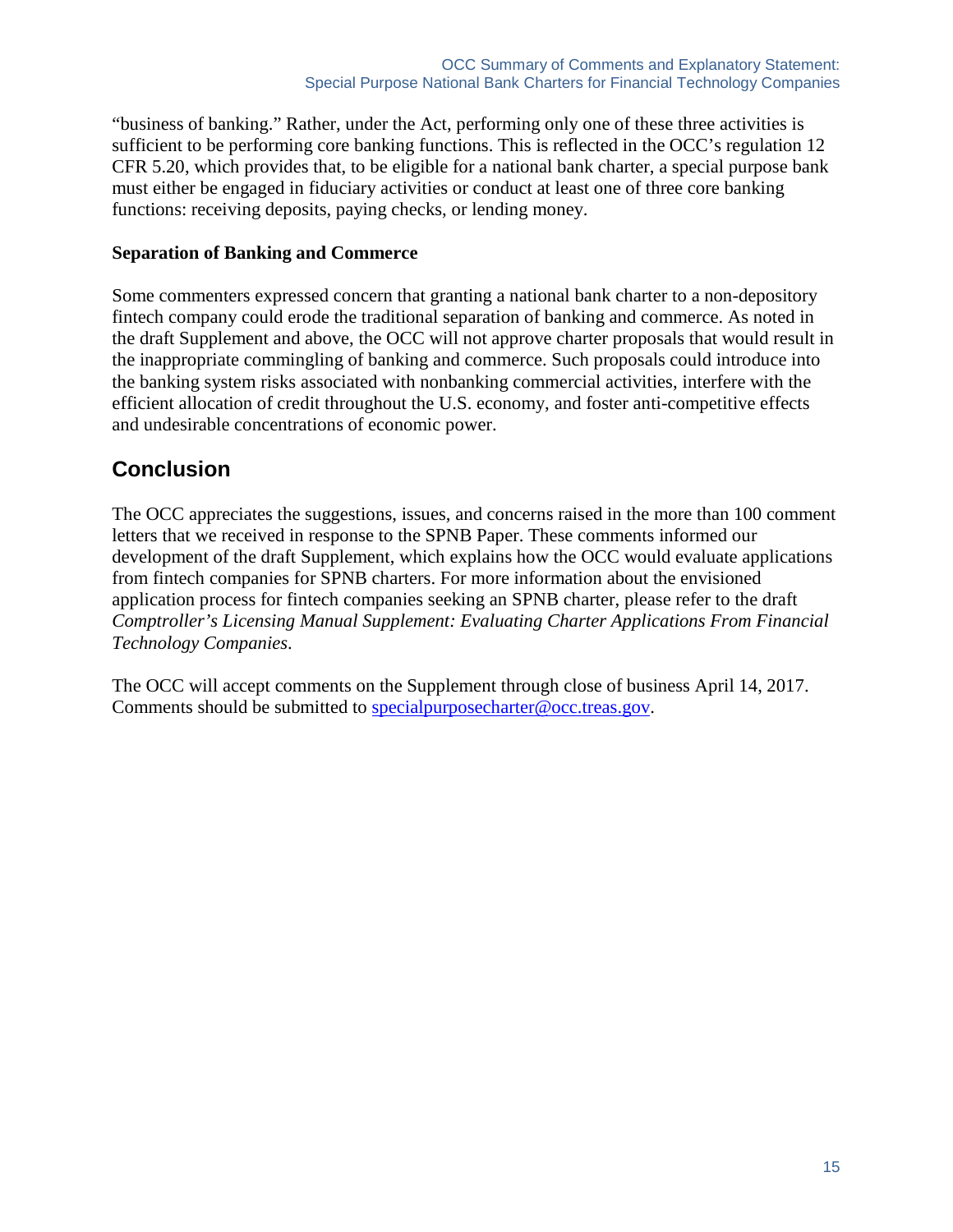"business of banking." Rather, under the Act, performing only one of these three activities is sufficient to be performing core banking functions. This is reflected in the OCC's regulation 12 CFR 5.20, which provides that, to be eligible for a national bank charter, a special purpose bank must either be engaged in fiduciary activities or conduct at least one of three core banking functions: receiving deposits, paying checks, or lending money.

**Separation of Banking and Commerce**

Some commenters expressed concern that granting a national bank charter to a non-depository fintech company could erode the traditional separation of banking and commerce. As noted in the draft Supplement and above, the OCC will not approve charter proposals that would result in the inappropriate commingling of banking and commerce. Such proposals could introduce into the banking system risks associated with nonbanking commercial activities, interfere with the efficient allocation of credit throughout the U.S. economy, and foster anti-competitive effects and undesirable concentrations of economic power.

## Conclusion

The OCC appreciates the suggestions, issues, and concerns raised in the more than 100 comment letters that we received in response to the SPNB Paper. These comments informed our development of the draft Supplement, which explains how the OCC would evaluate applications from fintech companies for SPNB charters. For more information about the envisioned application process for fintech companies seeking an SPNB charter, please refer to the draft *Comptroller's Licensing Manual Supplement: Evaluating Charter Applications From Financial Technology Companies*.

The OCC will accept comments on the Supplement through close of business April 14, 2017. Comments should be submitted to specialpurposecharter@occ.treas.gov.